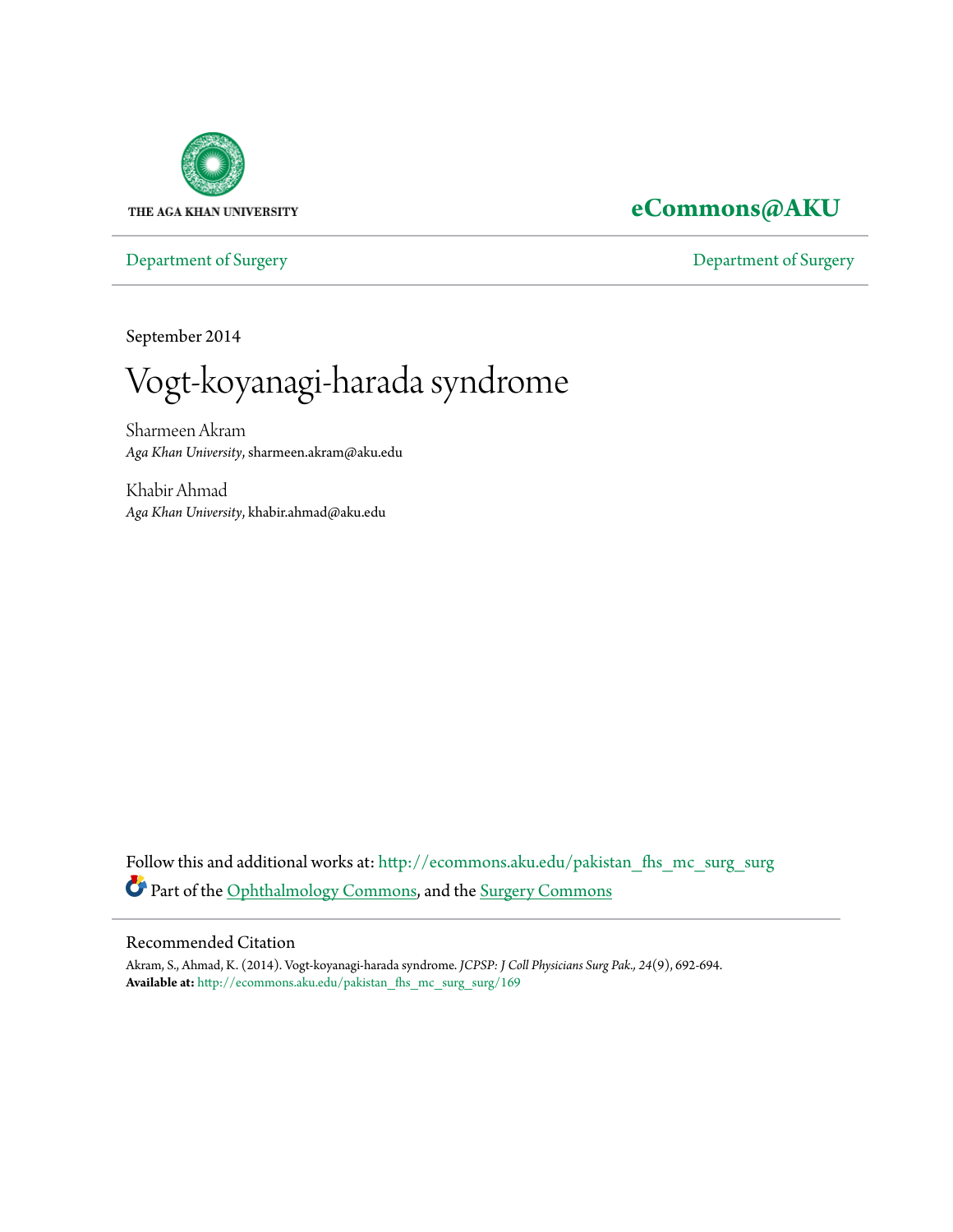THE AGA KHAN UNIVERSITY

**eCommons@AKU**

Department of Surgery | Department of Surgery

September 2014

# Vogt-koyanagi-harada syndrome

Sharmeen Akram
*Aga Khan University*, sharmeen.akram@aku.edu

Khabir Ahmad
*Aga Khan University*, khabir.ahmad@aku.edu

Follow this and additional works at: http://ecommons.aku.edu/pakistan_fhs_mc_surg_surg

Part of the Ophthalmology Commons, and the Surgery Commons

## Recommended Citation

Akram, S., Ahmad, K. (2014). Vogt-koyanagi-harada syndrome. *JCPSP: J Coll Physicians Surg Pak., 24*(9), 692-694.
**Available at:** http://ecommons.aku.edu/pakistan_fhs_mc_surg_surg/169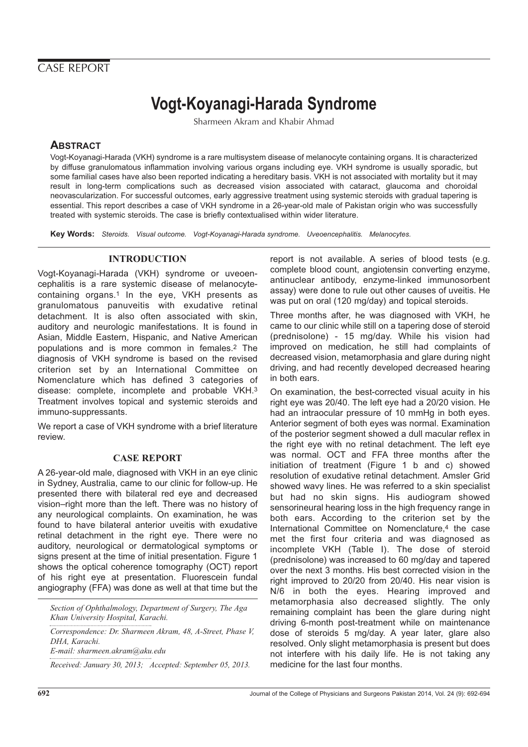CASE REPORT

# Vogt-Koyanagi-Harada Syndrome

Sharmeen Akram and Khabir Ahmad

## ABSTRACT

Vogt-Koyanagi-Harada (VKH) syndrome is a rare multisystem disease of melanocyte containing organs. It is characterized by diffuse granulomatous inflammation involving various organs including eye. VKH syndrome is usually sporadic, but some familial cases have also been reported indicating a hereditary basis. VKH is not associated with mortality but it may result in long-term complications such as decreased vision associated with cataract, glaucoma and choroidal neovascularization. For successful outcomes, early aggressive treatment using systemic steroids with gradual tapering is essential. This report describes a case of VKH syndrome in a 26-year-old male of Pakistan origin who was successfully treated with systemic steroids. The case is briefly contextualised within wider literature.

**Key Words:** *Steroids. Visual outcome. Vogt-Koyanagi-Harada syndrome. Uveoencephalitis. Melanocytes.*

## INTRODUCTION

Vogt-Koyanagi-Harada (VKH) syndrome or uveoencephalitis is a rare systemic disease of melanocyte-containing organs.[1] In the eye, VKH presents as granulomatous panuveitis with exudative retinal detachment. It is also often associated with skin, auditory and neurologic manifestations. It is found in Asian, Middle Eastern, Hispanic, and Native American populations and is more common in females.[2] The diagnosis of VKH syndrome is based on the revised criterion set by an International Committee on Nomenclature which has defined 3 categories of disease: complete, incomplete and probable VKH.[3] Treatment involves topical and systemic steroids and immuno-suppressants.

We report a case of VKH syndrome with a brief literature review.

## CASE REPORT

A 26-year-old male, diagnosed with VKH in an eye clinic in Sydney, Australia, came to our clinic for follow-up. He presented there with bilateral red eye and decreased vision–right more than the left. There was no history of any neurological complaints. On examination, he was found to have bilateral anterior uveitis with exudative retinal detachment in the right eye. There were no auditory, neurological or dermatological symptoms or signs present at the time of initial presentation. Figure 1 shows the optical coherence tomography (OCT) report of his right eye at presentation. Fluorescein fundal angiography (FFA) was done as well at that time but the report is not available. A series of blood tests (e.g. complete blood count, angiotensin converting enzyme, antinuclear antibody, enzyme-linked immunosorbent assay) were done to rule out other causes of uveitis. He was put on oral (120 mg/day) and topical steroids.

Three months after, he was diagnosed with VKH, he came to our clinic while still on a tapering dose of steroid (prednisolone) - 15 mg/day. While his vision had improved on medication, he still had complaints of decreased vision, metamorphasia and glare during night driving, and had recently developed decreased hearing in both ears.

On examination, the best-corrected visual acuity in his right eye was 20/40. The left eye had a 20/20 vision. He had an intraocular pressure of 10 mmHg in both eyes. Anterior segment of both eyes was normal. Examination of the posterior segment showed a dull macular reflex in the right eye with no retinal detachment. The left eye was normal. OCT and FFA three months after the initiation of treatment (Figure 1 b and c) showed resolution of exudative retinal detachment. Amsler Grid showed wavy lines. He was referred to a skin specialist but had no skin signs. His audiogram showed sensorineural hearing loss in the high frequency range in both ears. According to the criterion set by the International Committee on Nomenclature,[4] the case met the first four criteria and was diagnosed as incomplete VKH (Table I). The dose of steroid (prednisolone) was increased to 60 mg/day and tapered over the next 3 months. His best corrected vision in the right improved to 20/20 from 20/40. His near vision is N/6 in both the eyes. Hearing improved and metamorphasia also decreased slightly. The only remaining complaint has been the glare during night driving 6-month post-treatment while on maintenance dose of steroids 5 mg/day. A year later, glare also resolved. Only slight metamorphasia is present but does not interfere with his daily life. He is not taking any medicine for the last four months.

*Section of Ophthalmology, Department of Surgery, The Aga Khan University Hospital, Karachi.*

*Correspondence: Dr. Sharmeen Akram, 48, A-Street, Phase V, DHA, Karachi.*
*E-mail: sharmeen.akram@aku.edu*

*Received: January 30, 2013; Accepted: September 05, 2013.*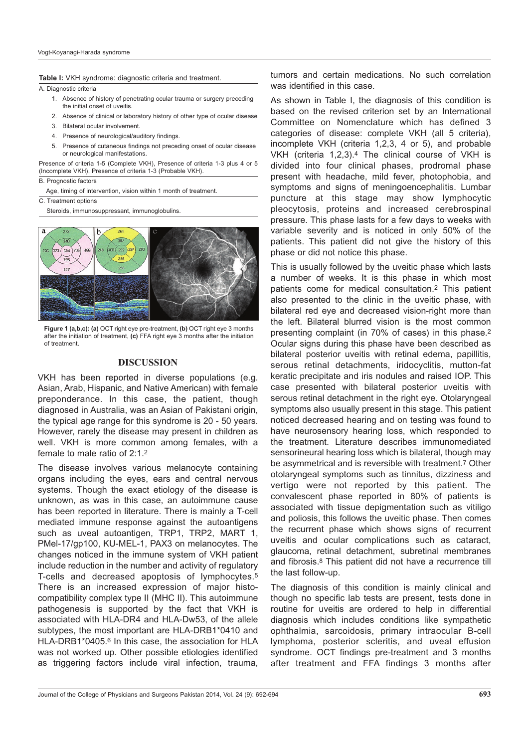**Table I:** VKH syndrome: diagnostic criteria and treatment.

A. Diagnostic criteria

1. Absence of history of penetrating ocular trauma or surgery preceding the initial onset of uveitis.
2. Absence of clinical or laboratory history of other type of ocular disease
3. Bilateral ocular involvement.
4. Presence of neurological/auditory findings.
5. Presence of cutaneous findings not preceding onset of ocular disease or neurological manifestations.

Presence of criteria 1-5 (Complete VKH), Presence of criteria 1-3 plus 4 or 5 (Incomplete VKH), Presence of criteria 1-3 (Probable VKH).

B. Prognostic factors

Age, timing of intervention, vision within 1 month of treatment.

C. Treatment options

Steroids, immunosuppressant, immunoglobulins.

**Figure 1 (a,b,c): (a)** OCT right eye pre-treatment, **(b)** OCT right eye 3 months after the initiation of treatment, **(c)** FFA right eye 3 months after the initiation of treatment.

## DISCUSSION

VKH has been reported in diverse populations (e.g. Asian, Arab, Hispanic, and Native American) with female preponderance. In this case, the patient, though diagnosed in Australia, was an Asian of Pakistani origin, the typical age range for this syndrome is 20 - 50 years. However, rarely the disease may present in children as well. VKH is more common among females, with a female to male ratio of 2:1.[2]

The disease involves various melanocyte containing organs including the eyes, ears and central nervous systems. Though the exact etiology of the disease is unknown, as was in this case, an autoimmune cause has been reported in literature. There is mainly a T-cell mediated immune response against the autoantigens such as uveal autoantigen, TRP1, TRP2, MART 1, PMel-17/gp100, KU-MEL-1, PAX3 on melanocytes. The changes noticed in the immune system of VKH patient include reduction in the number and activity of regulatory T-cells and decreased apoptosis of lymphocytes.[5] There is an increased expression of major histo-compatibility complex type II (MHC II). This autoimmune pathogenesis is supported by the fact that VKH is associated with HLA-DR4 and HLA-Dw53, of the allele subtypes, the most important are HLA-DRB1*0410 and HLA-DRB1*0405.[6] In this case, the association for HLA was not worked up. Other possible etiologies identified as triggering factors include viral infection, trauma, tumors and certain medications. No such correlation was identified in this case.

As shown in Table I, the diagnosis of this condition is based on the revised criterion set by an International Committee on Nomenclature which has defined 3 categories of disease: complete VKH (all 5 criteria), incomplete VKH (criteria 1,2,3, 4 or 5), and probable VKH (criteria 1,2,3).[4] The clinical course of VKH is divided into four clinical phases, prodromal phase present with headache, mild fever, photophobia, and symptoms and signs of meningoencephalitis. Lumbar puncture at this stage may show lymphocytic pleocytosis, proteins and increased cerebrospinal pressure. This phase lasts for a few days to weeks with variable severity and is noticed in only 50% of the patients. This patient did not give the history of this phase or did not notice this phase.

This is usually followed by the uveitic phase which lasts a number of weeks. It is this phase in which most patients come for medical consultation.[2] This patient also presented to the clinic in the uveitic phase, with bilateral red eye and decreased vision-right more than the left. Bilateral blurred vision is the most common presenting complaint (in 70% of cases) in this phase.[2] Ocular signs during this phase have been described as bilateral posterior uveitis with retinal edema, papillitis, serous retinal detachments, iridocyclitis, mutton-fat keratic precipitate and iris nodules and raised IOP. This case presented with bilateral posterior uveitis with serous retinal detachment in the right eye. Otolaryngeal symptoms also usually present in this stage. This patient noticed decreased hearing and on testing was found to have neurosensory hearing loss, which responded to the treatment. Literature describes immunomediated sensorineural hearing loss which is bilateral, though may be asymmetrical and is reversible with treatment.[7] Other otolaryngeal symptoms such as tinnitus, dizziness and vertigo were not reported by this patient. The convalescent phase reported in 80% of patients is associated with tissue depigmentation such as vitiligo and poliosis, this follows the uveitic phase. Then comes the recurrent phase which shows signs of recurrent uveitis and ocular complications such as cataract, glaucoma, retinal detachment, subretinal membranes and fibrosis.[8] This patient did not have a recurrence till the last follow-up.

The diagnosis of this condition is mainly clinical and though no specific lab tests are present, tests done in routine for uveitis are ordered to help in differential diagnosis which includes conditions like sympathetic ophthalmia, sarcoidosis, primary intraocular B-cell lymphoma, posterior scleritis, and uveal effusion syndrome. OCT findings pre-treatment and 3 months after treatment and FFA findings 3 months after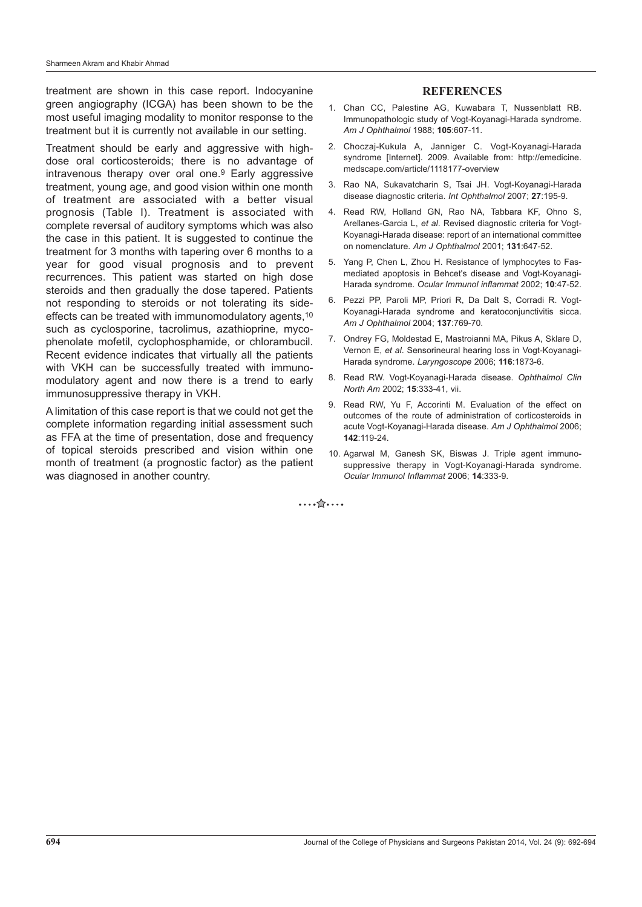treatment are shown in this case report. Indocyanine green angiography (ICGA) has been shown to be the most useful imaging modality to monitor response to the treatment but it is currently not available in our setting.

Treatment should be early and aggressive with high-dose oral corticosteroids; there is no advantage of intravenous therapy over oral one.[9] Early aggressive treatment, young age, and good vision within one month of treatment are associated with a better visual prognosis (Table I). Treatment is associated with complete reversal of auditory symptoms which was also the case in this patient. It is suggested to continue the treatment for 3 months with tapering over 6 months to a year for good visual prognosis and to prevent recurrences. This patient was started on high dose steroids and then gradually the dose tapered. Patients not responding to steroids or not tolerating its side-effects can be treated with immunomodulatory agents,[10] such as cyclosporine, tacrolimus, azathioprine, mycophenolate mofetil, cyclophosphamide, or chlorambucil. Recent evidence indicates that virtually all the patients with VKH can be successfully treated with immunomodulatory agent and now there is a trend to early immunosuppressive therapy in VKH.

A limitation of this case report is that we could not get the complete information regarding initial assessment such as FFA at the time of presentation, dose and frequency of topical steroids prescribed and vision within one month of treatment (a prognostic factor) as the patient was diagnosed in another country.

## REFERENCES

1. Chan CC, Palestine AG, Kuwabara T, Nussenblatt RB. Immunopathologic study of Vogt-Koyanagi-Harada syndrome. *Am J Ophthalmol* 1988; **105**:607-11.
2. Choczaj-Kukula A, Janniger C. Vogt-Koyanagi-Harada syndrome [Internet]. 2009. Available from: http://emedicine.medscape.com/article/1118177-overview
3. Rao NA, Sukavatcharin S, Tsai JH. Vogt-Koyanagi-Harada disease diagnostic criteria. *Int Ophthalmol* 2007; **27**:195-9.
4. Read RW, Holland GN, Rao NA, Tabbara KF, Ohno S, Arellanes-Garcia L, *et al*. Revised diagnostic criteria for Vogt-Koyanagi-Harada disease: report of an international committee on nomenclature. *Am J Ophthalmol* 2001; **131**:647-52.
5. Yang P, Chen L, Zhou H. Resistance of lymphocytes to Fas-mediated apoptosis in Behcet's disease and Vogt-Koyanagi-Harada syndrome. *Ocular Immunol inflammat* 2002; **10**:47-52.
6. Pezzi PP, Paroli MP, Priori R, Da Dalt S, Corradi R. Vogt-Koyanagi-Harada syndrome and keratoconjunctivitis sicca. *Am J Ophthalmol* 2004; **137**:769-70.
7. Ondrey FG, Moldestad E, Mastroianni MA, Pikus A, Sklare D, Vernon E, *et al*. Sensorineural hearing loss in Vogt-Koyanagi-Harada syndrome. *Laryngoscope* 2006; **116**:1873-6.
8. Read RW. Vogt-Koyanagi-Harada disease. *Ophthalmol Clin North Am* 2002; **15**:333-41, vii.
9. Read RW, Yu F, Accorinti M. Evaluation of the effect on outcomes of the route of administration of corticosteroids in acute Vogt-Koyanagi-Harada disease. *Am J Ophthalmol* 2006; **142**:119-24.
10. Agarwal M, Ganesh SK, Biswas J. Triple agent immunosuppressive therapy in Vogt-Koyanagi-Harada syndrome. *Ocular Immunol Inflammat* 2006; **14**:333-9.